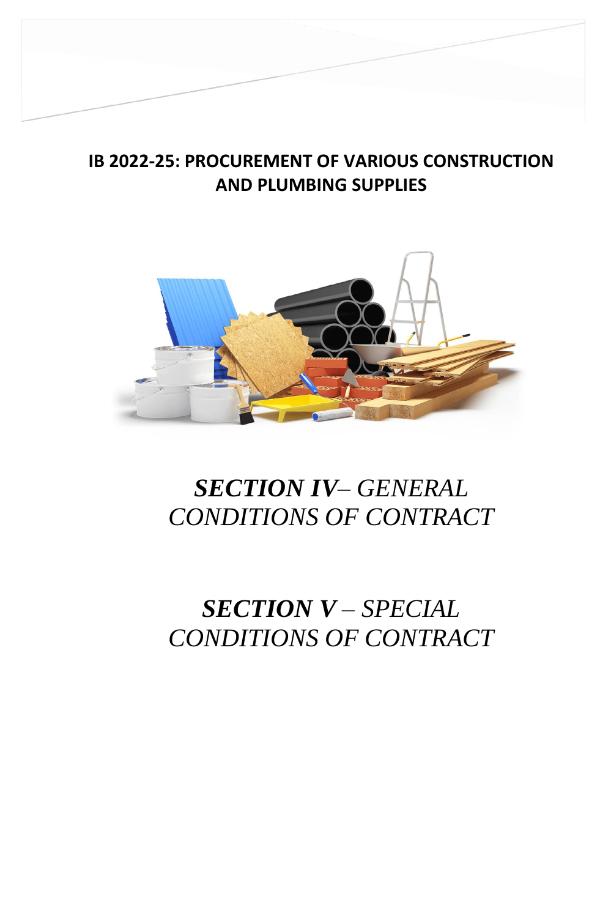# IB 2022-25: PROCUREMENT OF VARIOUS CONSTRUCTION AND PLUMBING SUPPLIES

## *SECTION IV– GENERAL CONDITIONS OF CONTRACT*

## *SECTION V – SPECIAL CONDITIONS OF CONTRACT*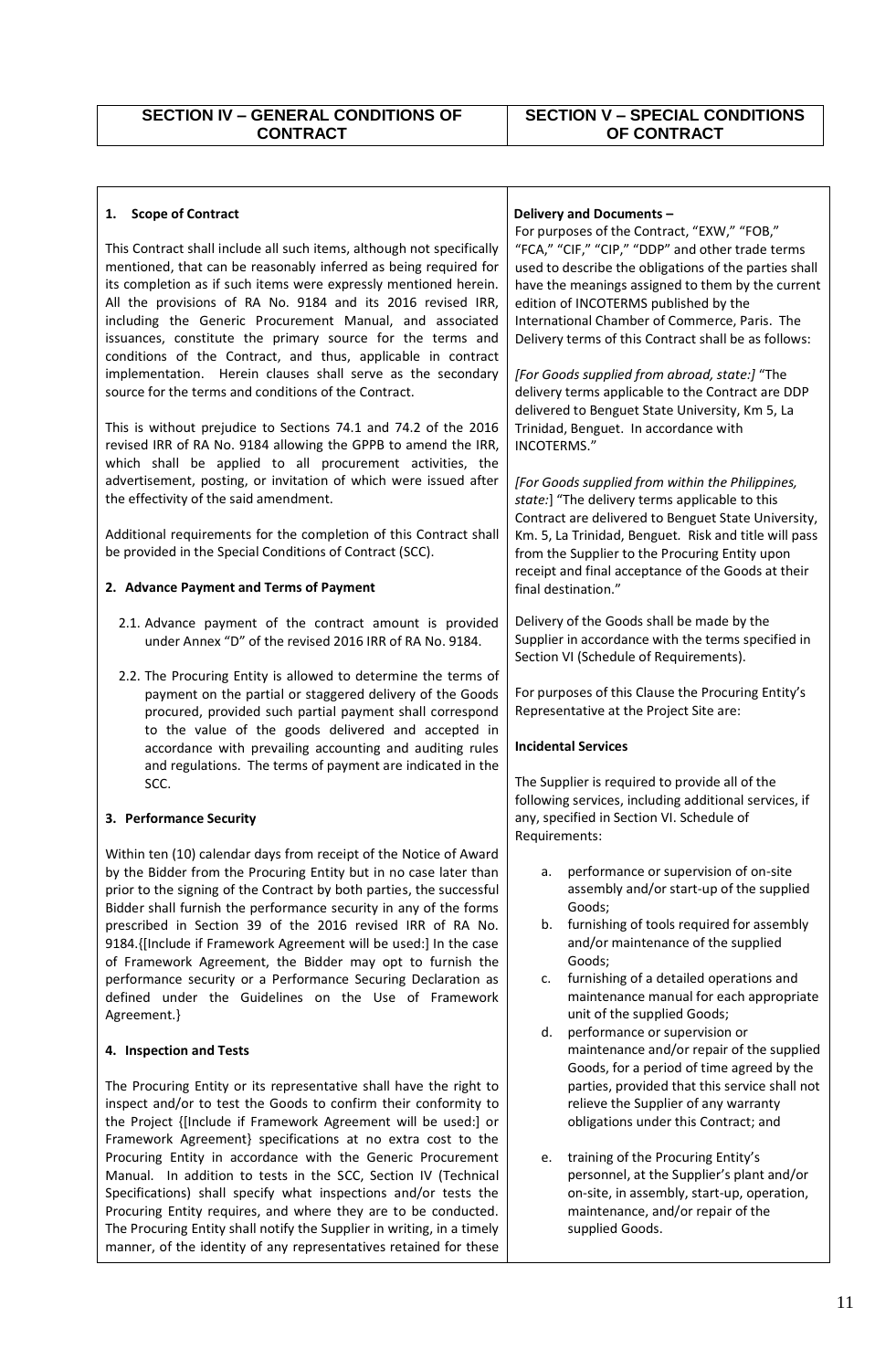| SECTION IV – GENERAL CONDITIONS OF CONTRACT | SECTION V – SPECIAL CONDITIONS OF CONTRACT |
|---|---|

**1. Scope of Contract**

This Contract shall include all such items, although not specifically mentioned, that can be reasonably inferred as being required for its completion as if such items were expressly mentioned herein. All the provisions of RA No. 9184 and its 2016 revised IRR, including the Generic Procurement Manual, and associated issuances, constitute the primary source for the terms and conditions of the Contract, and thus, applicable in contract implementation. Herein clauses shall serve as the secondary source for the terms and conditions of the Contract.

This is without prejudice to Sections 74.1 and 74.2 of the 2016 revised IRR of RA No. 9184 allowing the GPPB to amend the IRR, which shall be applied to all procurement activities, the advertisement, posting, or invitation of which were issued after the effectivity of the said amendment.

Additional requirements for the completion of this Contract shall be provided in the Special Conditions of Contract (SCC).

**2. Advance Payment and Terms of Payment**

2.1. Advance payment of the contract amount is provided under Annex "D" of the revised 2016 IRR of RA No. 9184.

2.2. The Procuring Entity is allowed to determine the terms of payment on the partial or staggered delivery of the Goods procured, provided such partial payment shall correspond to the value of the goods delivered and accepted in accordance with prevailing accounting and auditing rules and regulations. The terms of payment are indicated in the SCC.

**3. Performance Security**

Within ten (10) calendar days from receipt of the Notice of Award by the Bidder from the Procuring Entity but in no case later than prior to the signing of the Contract by both parties, the successful Bidder shall furnish the performance security in any of the forms prescribed in Section 39 of the 2016 revised IRR of RA No. 9184.{[Include if Framework Agreement will be used:] In the case of Framework Agreement, the Bidder may opt to furnish the performance security or a Performance Securing Declaration as defined under the Guidelines on the Use of Framework Agreement.}

**4. Inspection and Tests**

The Procuring Entity or its representative shall have the right to inspect and/or to test the Goods to confirm their conformity to the Project {[Include if Framework Agreement will be used:] or Framework Agreement} specifications at no extra cost to the Procuring Entity in accordance with the Generic Procurement Manual. In addition to tests in the SCC, Section IV (Technical Specifications) shall specify what inspections and/or tests the Procuring Entity requires, and where they are to be conducted. The Procuring Entity shall notify the Supplier in writing, in a timely manner, of the identity of any representatives retained for these

**Delivery and Documents –**

For purposes of the Contract, "EXW," "FOB," "FCA," "CIF," "CIP," "DDP" and other trade terms used to describe the obligations of the parties shall have the meanings assigned to them by the current edition of INCOTERMS published by the International Chamber of Commerce, Paris. The Delivery terms of this Contract shall be as follows:

*[For Goods supplied from abroad, state:]* "The delivery terms applicable to the Contract are DDP delivered to Benguet State University, Km 5, La Trinidad, Benguet. In accordance with INCOTERMS."

*[For Goods supplied from within the Philippines, state:]* "The delivery terms applicable to this Contract are delivered to Benguet State University, Km. 5, La Trinidad, Benguet. Risk and title will pass from the Supplier to the Procuring Entity upon receipt and final acceptance of the Goods at their final destination."

Delivery of the Goods shall be made by the Supplier in accordance with the terms specified in Section VI (Schedule of Requirements).

For purposes of this Clause the Procuring Entity's Representative at the Project Site are:

**Incidental Services**

The Supplier is required to provide all of the following services, including additional services, if any, specified in Section VI. Schedule of Requirements:

a. performance or supervision of on-site assembly and/or start-up of the supplied Goods;
b. furnishing of tools required for assembly and/or maintenance of the supplied Goods;
c. furnishing of a detailed operations and maintenance manual for each appropriate unit of the supplied Goods;
d. performance or supervision or maintenance and/or repair of the supplied Goods, for a period of time agreed by the parties, provided that this service shall not relieve the Supplier of any warranty obligations under this Contract; and
e. training of the Procuring Entity's personnel, at the Supplier's plant and/or on-site, in assembly, start-up, operation, maintenance, and/or repair of the supplied Goods.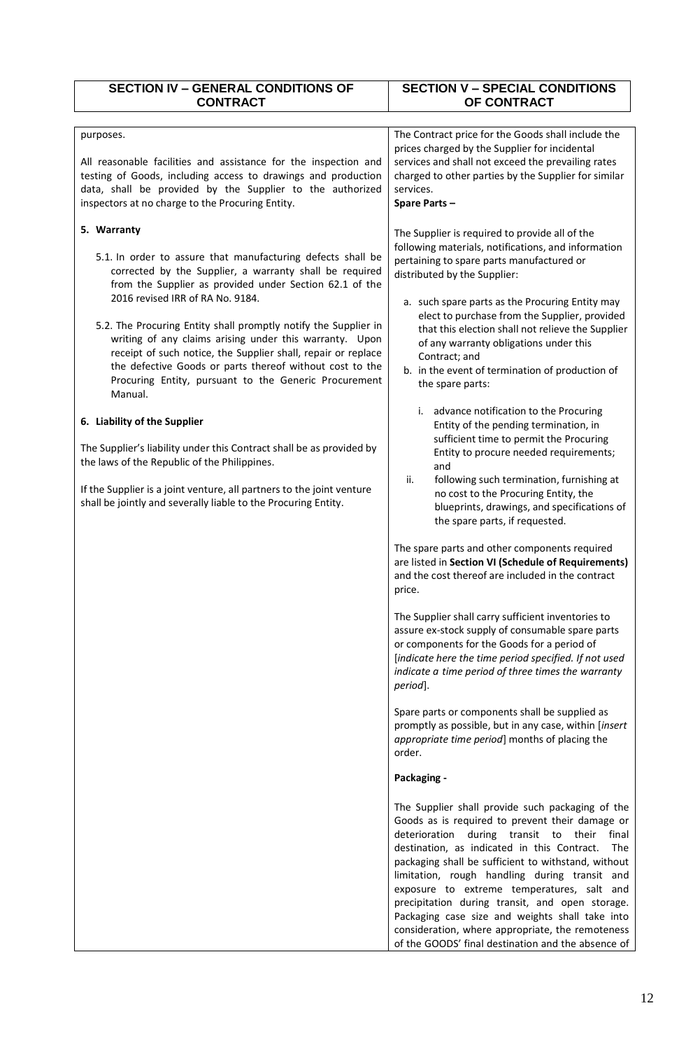| SECTION IV – GENERAL CONDITIONS OF CONTRACT | SECTION V – SPECIAL CONDITIONS OF CONTRACT |
|---|---|
| purposes.<br><br>All reasonable facilities and assistance for the inspection and testing of Goods, including access to drawings and production data, shall be provided by the Supplier to the authorized inspectors at no charge to the Procuring Entity.<br><br>**5. Warranty**<br><br>5.1. In order to assure that manufacturing defects shall be corrected by the Supplier, a warranty shall be required from the Supplier as provided under Section 62.1 of the 2016 revised IRR of RA No. 9184.<br><br>5.2. The Procuring Entity shall promptly notify the Supplier in writing of any claims arising under this warranty. Upon receipt of such notice, the Supplier shall, repair or replace the defective Goods or parts thereof without cost to the Procuring Entity, pursuant to the Generic Procurement Manual.<br><br>**6. Liability of the Supplier**<br><br>The Supplier's liability under this Contract shall be as provided by the laws of the Republic of the Philippines.<br><br>If the Supplier is a joint venture, all partners to the joint venture shall be jointly and severally liable to the Procuring Entity. | The Contract price for the Goods shall include the prices charged by the Supplier for incidental services and shall not exceed the prevailing rates charged to other parties by the Supplier for similar services.<br>**Spare Parts –**<br><br>The Supplier is required to provide all of the following materials, notifications, and information pertaining to spare parts manufactured or distributed by the Supplier:<br><br>a. such spare parts as the Procuring Entity may elect to purchase from the Supplier, provided that this election shall not relieve the Supplier of any warranty obligations under this Contract; and<br>b. in the event of termination of production of the spare parts:<br><br>i. advance notification to the Procuring Entity of the pending termination, in sufficient time to permit the Procuring Entity to procure needed requirements; and<br>ii. following such termination, furnishing at no cost to the Procuring Entity, the blueprints, drawings, and specifications of the spare parts, if requested.<br><br>The spare parts and other components required are listed in **Section VI (Schedule of Requirements)** and the cost thereof are included in the contract price.<br><br>The Supplier shall carry sufficient inventories to assure ex-stock supply of consumable spare parts or components for the Goods for a period of [*indicate here the time period specified. If not used indicate a time period of three times the warranty period*].<br><br>Spare parts or components shall be supplied as promptly as possible, but in any case, within [*insert appropriate time period*] months of placing the order.<br><br>**Packaging -**<br><br>The Supplier shall provide such packaging of the Goods as is required to prevent their damage or deterioration during transit to their final destination, as indicated in this Contract. The packaging shall be sufficient to withstand, without limitation, rough handling during transit and exposure to extreme temperatures, salt and precipitation during transit, and open storage. Packaging case size and weights shall take into consideration, where appropriate, the remoteness of the GOODS' final destination and the absence of |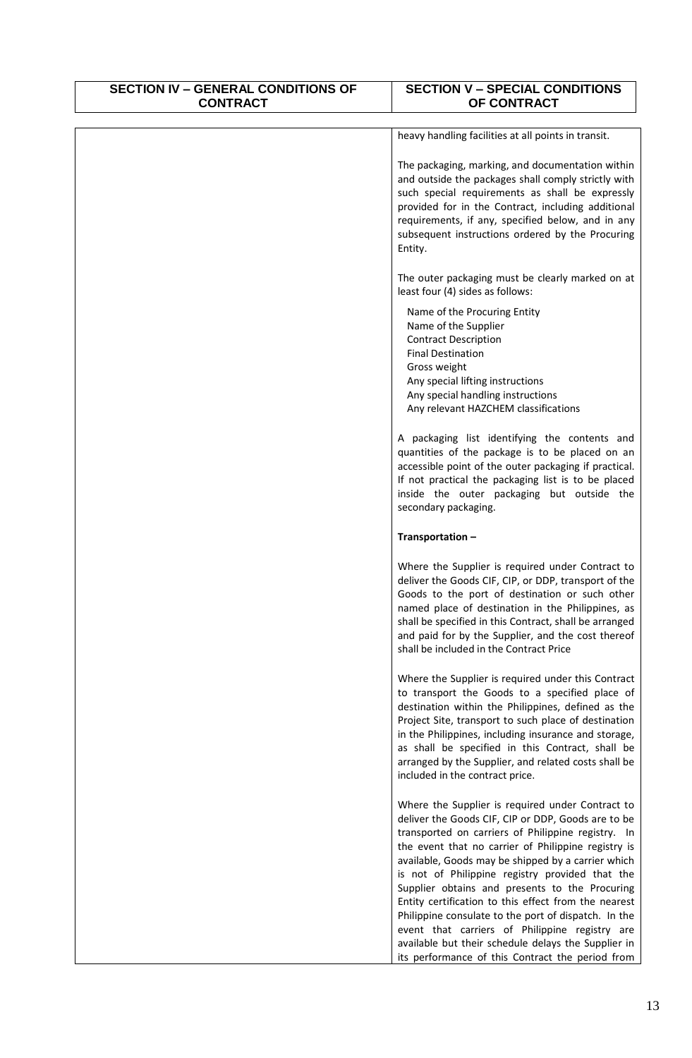| SECTION IV – GENERAL CONDITIONS OF CONTRACT | SECTION V – SPECIAL CONDITIONS OF CONTRACT |
|---|---|
| | heavy handling facilities at all points in transit.<br><br>The packaging, marking, and documentation within and outside the packages shall comply strictly with such special requirements as shall be expressly provided for in the Contract, including additional requirements, if any, specified below, and in any subsequent instructions ordered by the Procuring Entity.<br><br>The outer packaging must be clearly marked on at least four (4) sides as follows:<br><br>Name of the Procuring Entity<br>Name of the Supplier<br>Contract Description<br>Final Destination<br>Gross weight<br>Any special lifting instructions<br>Any special handling instructions<br>Any relevant HAZCHEM classifications<br><br>A packaging list identifying the contents and quantities of the package is to be placed on an accessible point of the outer packaging if practical. If not practical the packaging list is to be placed inside the outer packaging but outside the secondary packaging.<br><br>**Transportation –**<br><br>Where the Supplier is required under Contract to deliver the Goods CIF, CIP, or DDP, transport of the Goods to the port of destination or such other named place of destination in the Philippines, as shall be specified in this Contract, shall be arranged and paid for by the Supplier, and the cost thereof shall be included in the Contract Price<br><br>Where the Supplier is required under this Contract to transport the Goods to a specified place of destination within the Philippines, defined as the Project Site, transport to such place of destination in the Philippines, including insurance and storage, as shall be specified in this Contract, shall be arranged by the Supplier, and related costs shall be included in the contract price.<br><br>Where the Supplier is required under Contract to deliver the Goods CIF, CIP or DDP, Goods are to be transported on carriers of Philippine registry. In the event that no carrier of Philippine registry is available, Goods may be shipped by a carrier which is not of Philippine registry provided that the Supplier obtains and presents to the Procuring Entity certification to this effect from the nearest Philippine consulate to the port of dispatch. In the event that carriers of Philippine registry are available but their schedule delays the Supplier in its performance of this Contract the period from |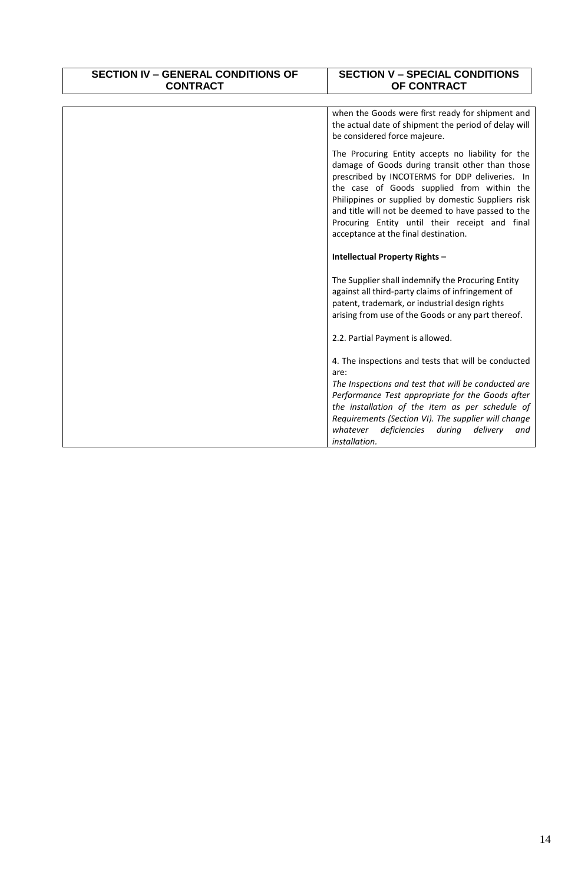| SECTION IV – GENERAL CONDITIONS OF CONTRACT | SECTION V – SPECIAL CONDITIONS OF CONTRACT |
|---|---|
| | when the Goods were first ready for shipment and the actual date of shipment the period of delay will be considered force majeure.<br><br>The Procuring Entity accepts no liability for the damage of Goods during transit other than those prescribed by INCOTERMS for DDP deliveries. In the case of Goods supplied from within the Philippines or supplied by domestic Suppliers risk and title will not be deemed to have passed to the Procuring Entity until their receipt and final acceptance at the final destination.<br><br>**Intellectual Property Rights –**<br><br>The Supplier shall indemnify the Procuring Entity against all third-party claims of infringement of patent, trademark, or industrial design rights arising from use of the Goods or any part thereof.<br><br>2.2. Partial Payment is allowed.<br><br>4. The inspections and tests that will be conducted are:<br>*The Inspections and test that will be conducted are Performance Test appropriate for the Goods after the installation of the item as per schedule of Requirements (Section VI). The supplier will change whatever deficiencies during delivery and installation.* |